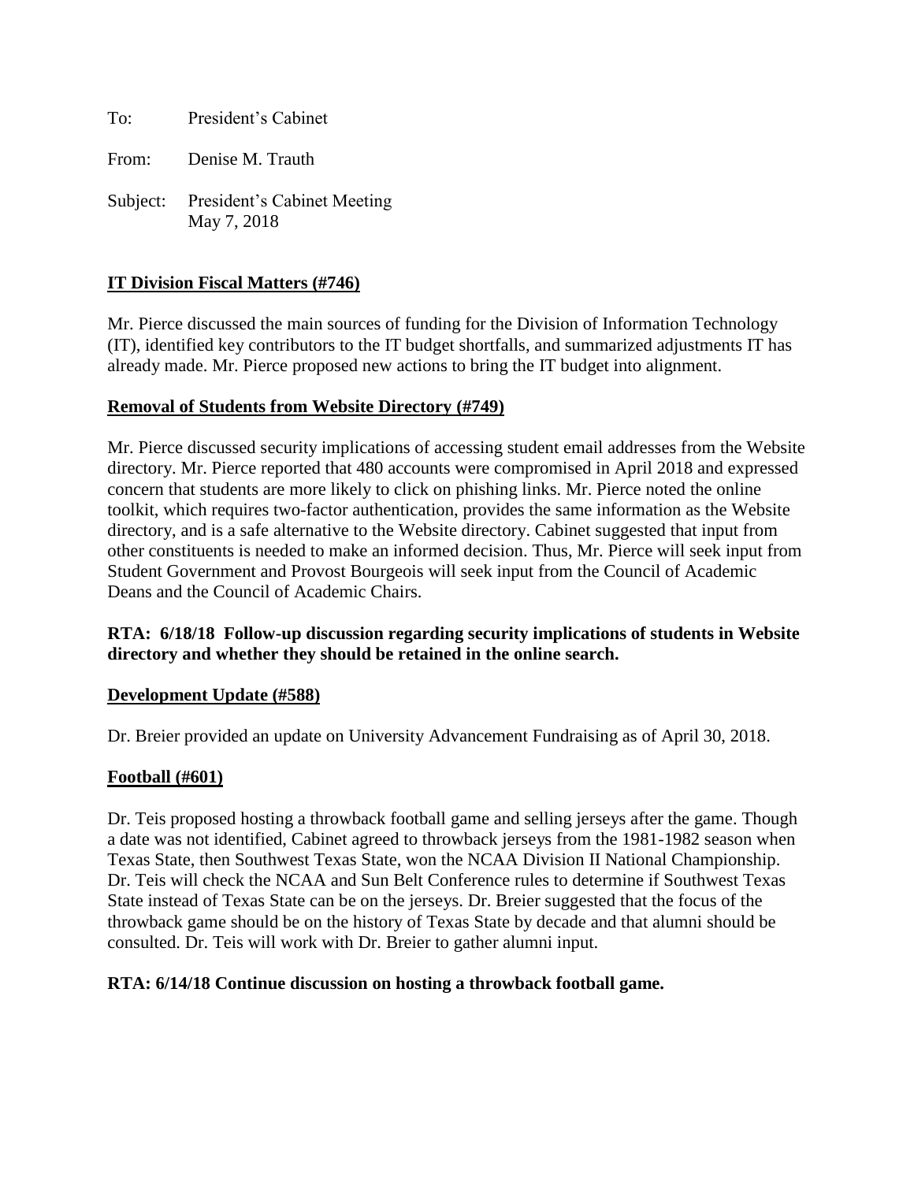To: President's Cabinet

From: Denise M. Trauth

Subject: President's Cabinet Meeting
May 7, 2018

**IT Division Fiscal Matters (#746)**

Mr. Pierce discussed the main sources of funding for the Division of Information Technology (IT), identified key contributors to the IT budget shortfalls, and summarized adjustments IT has already made. Mr. Pierce proposed new actions to bring the IT budget into alignment.

**Removal of Students from Website Directory (#749)**

Mr. Pierce discussed security implications of accessing student email addresses from the Website directory. Mr. Pierce reported that 480 accounts were compromised in April 2018 and expressed concern that students are more likely to click on phishing links. Mr. Pierce noted the online toolkit, which requires two-factor authentication, provides the same information as the Website directory, and is a safe alternative to the Website directory. Cabinet suggested that input from other constituents is needed to make an informed decision. Thus, Mr. Pierce will seek input from Student Government and Provost Bourgeois will seek input from the Council of Academic Deans and the Council of Academic Chairs.

**RTA: 6/18/18 Follow-up discussion regarding security implications of students in Website directory and whether they should be retained in the online search.**

**Development Update (#588)**

Dr. Breier provided an update on University Advancement Fundraising as of April 30, 2018.

**Football (#601)**

Dr. Teis proposed hosting a throwback football game and selling jerseys after the game. Though a date was not identified, Cabinet agreed to throwback jerseys from the 1981-1982 season when Texas State, then Southwest Texas State, won the NCAA Division II National Championship. Dr. Teis will check the NCAA and Sun Belt Conference rules to determine if Southwest Texas State instead of Texas State can be on the jerseys. Dr. Breier suggested that the focus of the throwback game should be on the history of Texas State by decade and that alumni should be consulted. Dr. Teis will work with Dr. Breier to gather alumni input.

**RTA: 6/14/18 Continue discussion on hosting a throwback football game.**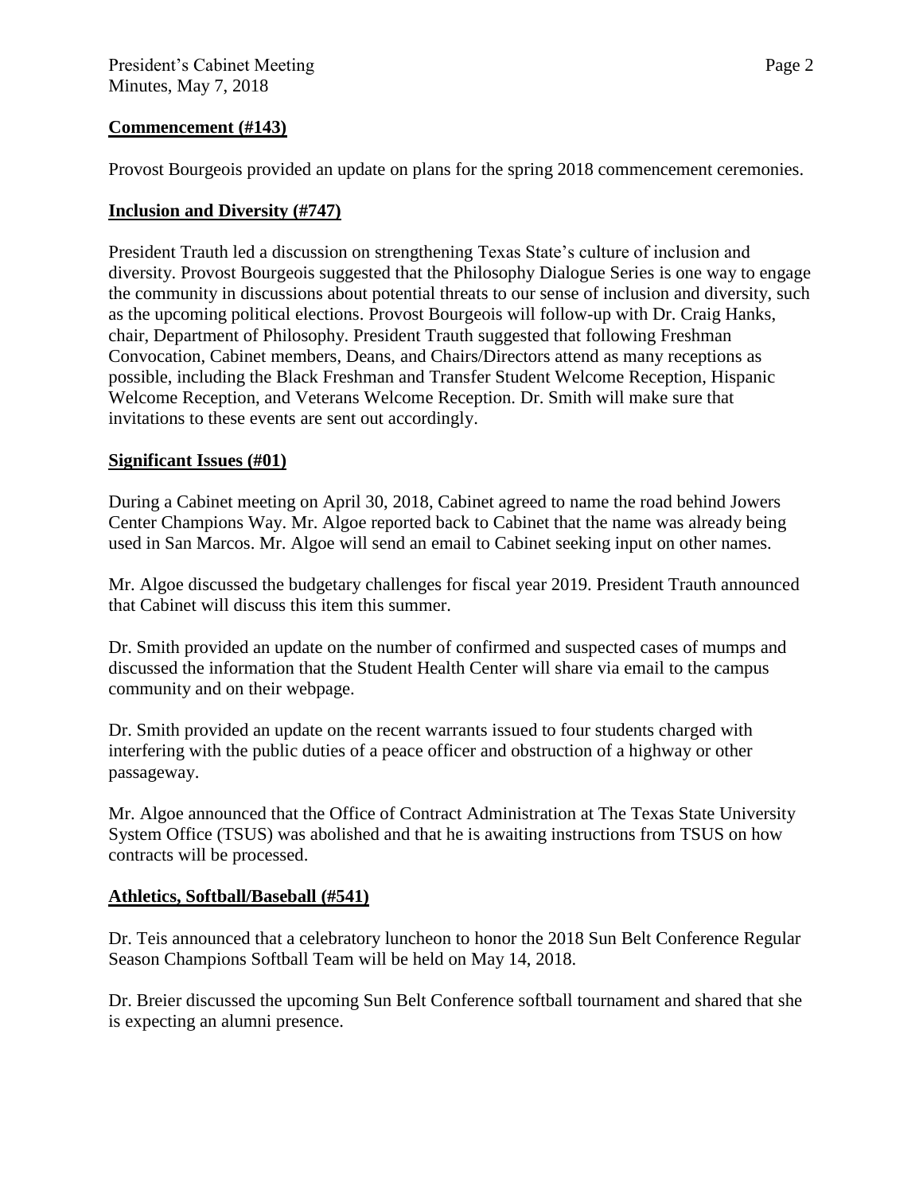## Commencement (#143)

Provost Bourgeois provided an update on plans for the spring 2018 commencement ceremonies.

## Inclusion and Diversity (#747)

President Trauth led a discussion on strengthening Texas State's culture of inclusion and diversity. Provost Bourgeois suggested that the Philosophy Dialogue Series is one way to engage the community in discussions about potential threats to our sense of inclusion and diversity, such as the upcoming political elections. Provost Bourgeois will follow-up with Dr. Craig Hanks, chair, Department of Philosophy. President Trauth suggested that following Freshman Convocation, Cabinet members, Deans, and Chairs/Directors attend as many receptions as possible, including the Black Freshman and Transfer Student Welcome Reception, Hispanic Welcome Reception, and Veterans Welcome Reception. Dr. Smith will make sure that invitations to these events are sent out accordingly.

## Significant Issues (#01)

During a Cabinet meeting on April 30, 2018, Cabinet agreed to name the road behind Jowers Center Champions Way. Mr. Algoe reported back to Cabinet that the name was already being used in San Marcos. Mr. Algoe will send an email to Cabinet seeking input on other names.

Mr. Algoe discussed the budgetary challenges for fiscal year 2019. President Trauth announced that Cabinet will discuss this item this summer.

Dr. Smith provided an update on the number of confirmed and suspected cases of mumps and discussed the information that the Student Health Center will share via email to the campus community and on their webpage.

Dr. Smith provided an update on the recent warrants issued to four students charged with interfering with the public duties of a peace officer and obstruction of a highway or other passageway.

Mr. Algoe announced that the Office of Contract Administration at The Texas State University System Office (TSUS) was abolished and that he is awaiting instructions from TSUS on how contracts will be processed.

## Athletics, Softball/Baseball (#541)

Dr. Teis announced that a celebratory luncheon to honor the 2018 Sun Belt Conference Regular Season Champions Softball Team will be held on May 14, 2018.

Dr. Breier discussed the upcoming Sun Belt Conference softball tournament and shared that she is expecting an alumni presence.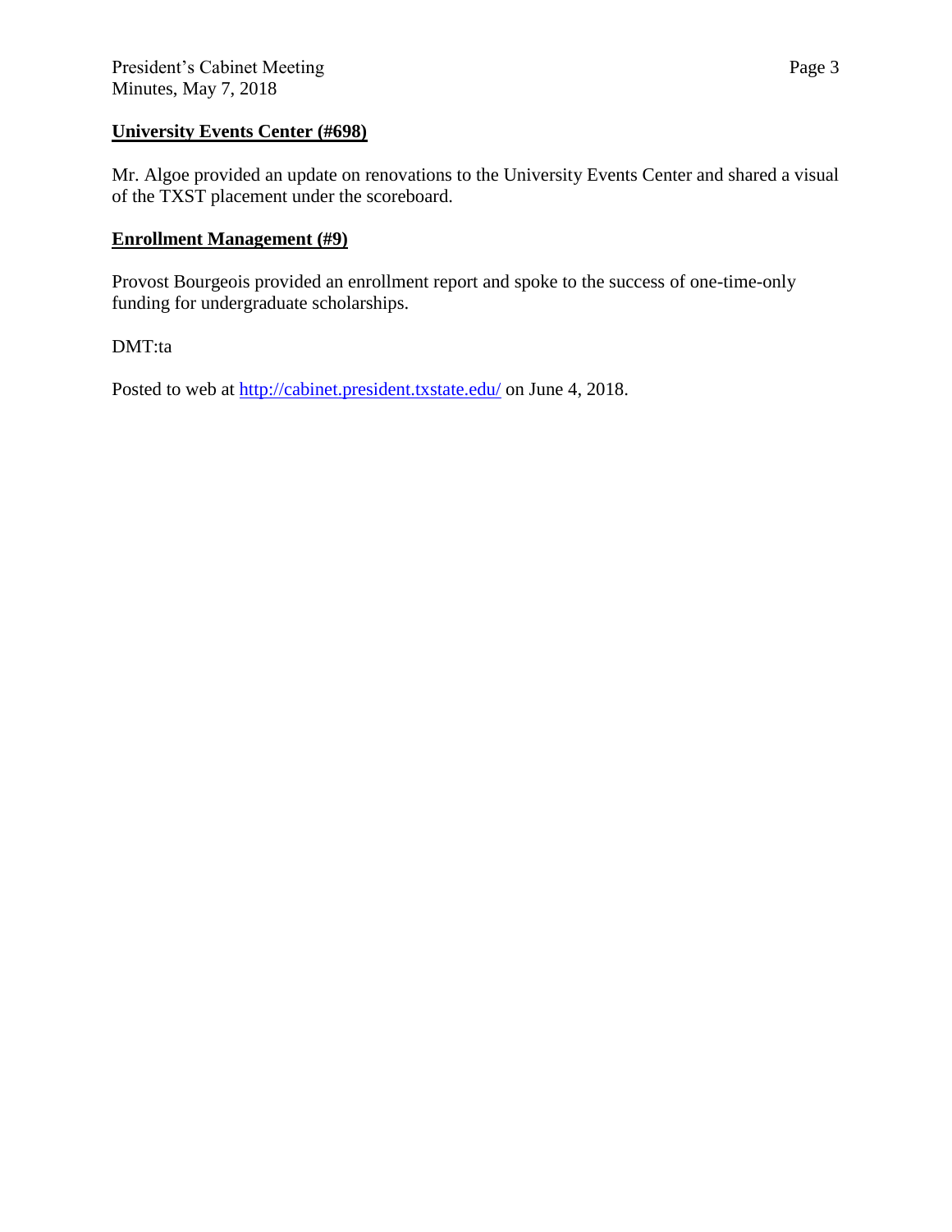**University Events Center (#698)**

Mr. Algoe provided an update on renovations to the University Events Center and shared a visual of the TXST placement under the scoreboard.

**Enrollment Management (#9)**

Provost Bourgeois provided an enrollment report and spoke to the success of one-time-only funding for undergraduate scholarships.

DMT:ta

Posted to web at http://cabinet.president.txstate.edu/ on June 4, 2018.